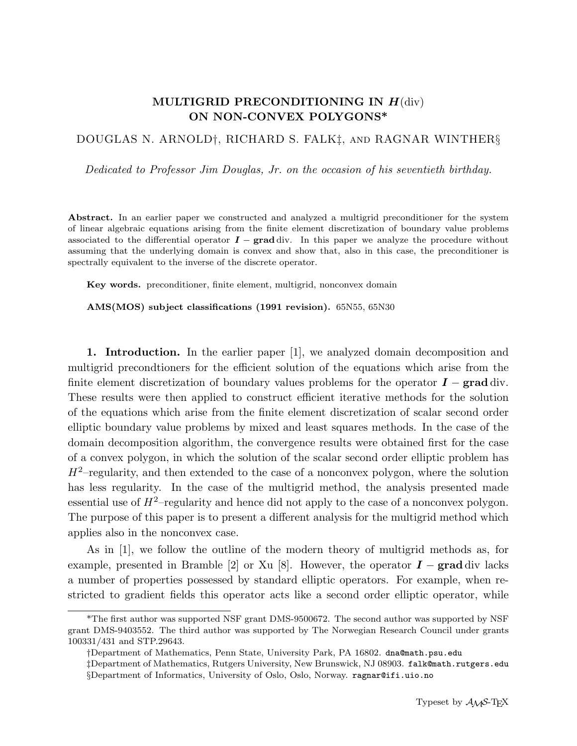# MULTIGRID PRECONDITIONING IN $\boldsymbol{H}(\mathrm{div})$ ON NON-CONVEX POLYGONS*

DOUGLAS N. ARNOLD†, RICHARD S. FALK‡, AND RAGNAR WINTHER§

*Dedicated to Professor Jim Douglas, Jr. on the occasion of his seventieth birthday.*

**Abstract.** In an earlier paper we constructed and analyzed a multigrid preconditioner for the system of linear algebraic equations arising from the finite element discretization of boundary value problems associated to the differential operator $\boldsymbol{I} - \mathbf{grad}\,\mathrm{div}$. In this paper we analyze the procedure without assuming that the underlying domain is convex and show that, also in this case, the preconditioner is spectrally equivalent to the inverse of the discrete operator.

**Key words.** preconditioner, finite element, multigrid, nonconvex domain

**AMS(MOS) subject classifications (1991 revision).** 65N55, 65N30

**1. Introduction.** In the earlier paper [1], we analyzed domain decomposition and multigrid precondtioners for the efficient solution of the equations which arise from the finite element discretization of boundary values problems for the operator $\boldsymbol{I} - \mathbf{grad}\,\mathrm{div}$. These results were then applied to construct efficient iterative methods for the solution of the equations which arise from the finite element discretization of scalar second order elliptic boundary value problems by mixed and least squares methods. In the case of the domain decomposition algorithm, the convergence results were obtained first for the case of a convex polygon, in which the solution of the scalar second order elliptic problem has $H^2$–regularity, and then extended to the case of a nonconvex polygon, where the solution has less regularity. In the case of the multigrid method, the analysis presented made essential use of $H^2$–regularity and hence did not apply to the case of a nonconvex polygon. The purpose of this paper is to present a different analysis for the multigrid method which applies also in the nonconvex case.

As in [1], we follow the outline of the modern theory of multigrid methods as, for example, presented in Bramble [2] or Xu [8]. However, the operator $\boldsymbol{I} - \mathbf{grad}\,\mathrm{div}$ lacks a number of properties possessed by standard elliptic operators. For example, when restricted to gradient fields this operator acts like a second order elliptic operator, while

*The first author was supported NSF grant DMS-9500672. The second author was supported by NSF grant DMS-9403552. The third author was supported by The Norwegian Research Council under grants 100331/431 and STP.29643.

†Department of Mathematics, Penn State, University Park, PA 16802. dna@math.psu.edu

‡Department of Mathematics, Rutgers University, New Brunswick, NJ 08903. falk@math.rutgers.edu

§Department of Informatics, University of Oslo, Oslo, Norway. ragnar@ifi.uio.no

Typeset by $\mathcal{A}\mathcal{M}\mathcal{S}$-TEX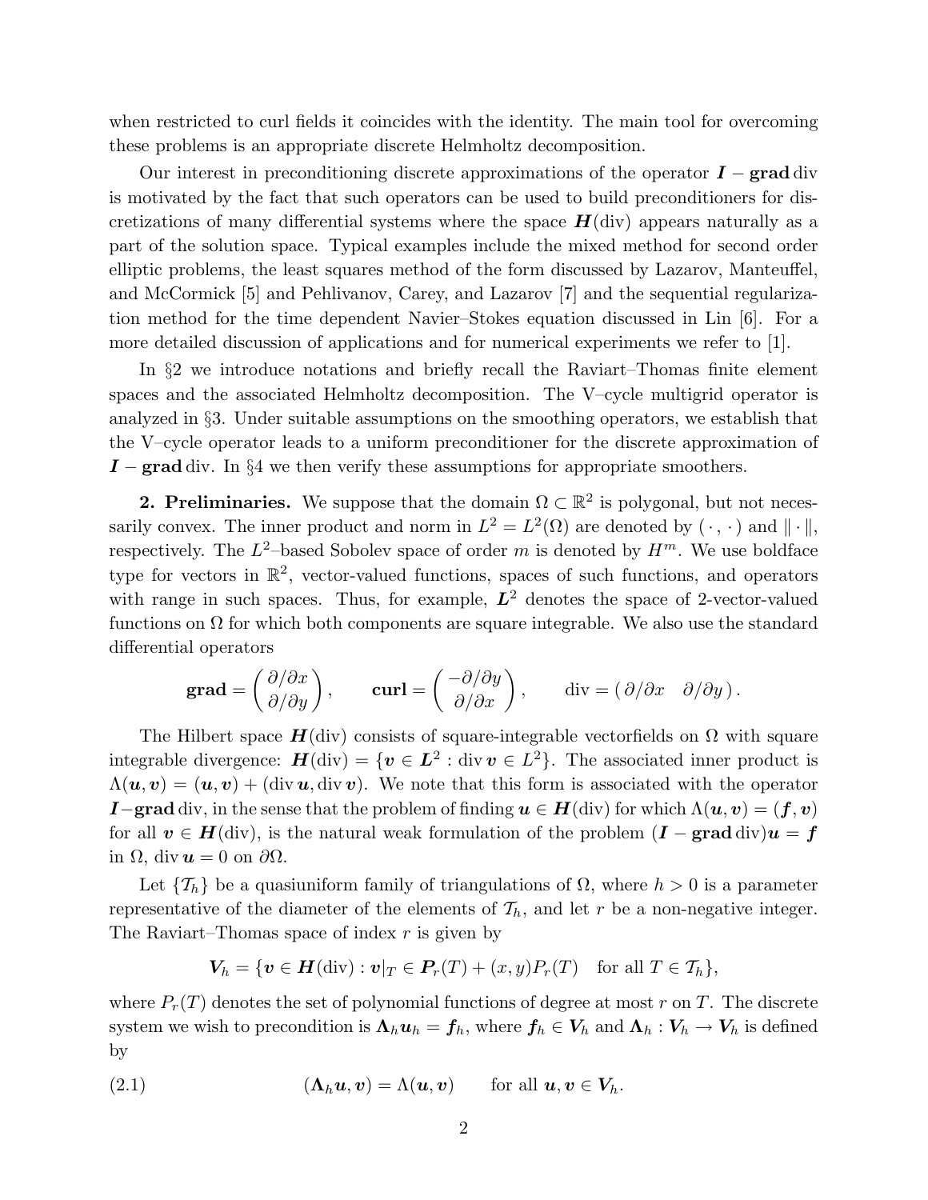when restricted to curl fields it coincides with the identity. The main tool for overcoming these problems is an appropriate discrete Helmholtz decomposition.

Our interest in preconditioning discrete approximations of the operator $\boldsymbol{I} - \mathbf{grad}\,\mathrm{div}$ is motivated by the fact that such operators can be used to build preconditioners for discretizations of many differential systems where the space $\boldsymbol{H}(\mathrm{div})$ appears naturally as a part of the solution space. Typical examples include the mixed method for second order elliptic problems, the least squares method of the form discussed by Lazarov, Manteuffel, and McCormick [5] and Pehlivanov, Carey, and Lazarov [7] and the sequential regularization method for the time dependent Navier–Stokes equation discussed in Lin [6]. For a more detailed discussion of applications and for numerical experiments we refer to [1].

In §2 we introduce notations and briefly recall the Raviart–Thomas finite element spaces and the associated Helmholtz decomposition. The V–cycle multigrid operator is analyzed in §3. Under suitable assumptions on the smoothing operators, we establish that the V–cycle operator leads to a uniform preconditioner for the discrete approximation of $\boldsymbol{I} - \mathbf{grad}\,\mathrm{div}$. In §4 we then verify these assumptions for appropriate smoothers.

**2. Preliminaries.** We suppose that the domain $\Omega \subset \mathbb{R}^2$ is polygonal, but not necessarily convex. The inner product and norm in $L^2 = L^2(\Omega)$ are denoted by $(\,\cdot\,,\,\cdot\,)$ and $\|\cdot\|$, respectively. The $L^2$–based Sobolev space of order $m$ is denoted by $H^m$. We use boldface type for vectors in $\mathbb{R}^2$, vector-valued functions, spaces of such functions, and operators with range in such spaces. Thus, for example, $\boldsymbol{L}^2$ denotes the space of 2-vector-valued functions on $\Omega$ for which both components are square integrable. We also use the standard differential operators

$$\mathbf{grad} = \begin{pmatrix} \partial/\partial x \\ \partial/\partial y \end{pmatrix}, \qquad \mathbf{curl} = \begin{pmatrix} -\partial/\partial y \\ \partial/\partial x \end{pmatrix}, \qquad \mathrm{div} = (\,\partial/\partial x \quad \partial/\partial y\,).$$

The Hilbert space $\boldsymbol{H}(\mathrm{div})$ consists of square-integrable vectorfields on $\Omega$ with square integrable divergence: $\boldsymbol{H}(\mathrm{div}) = \{\boldsymbol{v} \in \boldsymbol{L}^2 : \mathrm{div}\,\boldsymbol{v} \in L^2\}$. The associated inner product is $\Lambda(\boldsymbol{u}, \boldsymbol{v}) = (\boldsymbol{u}, \boldsymbol{v}) + (\mathrm{div}\,\boldsymbol{u}, \mathrm{div}\,\boldsymbol{v})$. We note that this form is associated with the operator $\boldsymbol{I} - \mathbf{grad}\,\mathrm{div}$, in the sense that the problem of finding $\boldsymbol{u} \in \boldsymbol{H}(\mathrm{div})$ for which $\Lambda(\boldsymbol{u}, \boldsymbol{v}) = (\boldsymbol{f}, \boldsymbol{v})$ for all $\boldsymbol{v} \in \boldsymbol{H}(\mathrm{div})$, is the natural weak formulation of the problem $(\boldsymbol{I} - \mathbf{grad}\,\mathrm{div})\boldsymbol{u} = \boldsymbol{f}$ in $\Omega$, $\mathrm{div}\,\boldsymbol{u} = 0$ on $\partial\Omega$.

Let $\{\mathcal{T}_h\}$ be a quasiuniform family of triangulations of $\Omega$, where $h > 0$ is a parameter representative of the diameter of the elements of $\mathcal{T}_h$, and let $r$ be a non-negative integer. The Raviart–Thomas space of index $r$ is given by

$$\boldsymbol{V}_h = \{\boldsymbol{v} \in \boldsymbol{H}(\mathrm{div}) : \boldsymbol{v}|_T \in \boldsymbol{P}_r(T) + (x, y)P_r(T) \quad \text{for all } T \in \mathcal{T}_h\},$$

where $P_r(T)$ denotes the set of polynomial functions of degree at most $r$ on $T$. The discrete system we wish to precondition is $\boldsymbol{\Lambda}_h \boldsymbol{u}_h = \boldsymbol{f}_h$, where $\boldsymbol{f}_h \in \boldsymbol{V}_h$ and $\boldsymbol{\Lambda}_h : \boldsymbol{V}_h \to \boldsymbol{V}_h$ is defined by

$$(\boldsymbol{\Lambda}_h \boldsymbol{u}, \boldsymbol{v}) = \Lambda(\boldsymbol{u}, \boldsymbol{v}) \qquad \text{for all } \boldsymbol{u}, \boldsymbol{v} \in \boldsymbol{V}_h. \tag{2.1}$$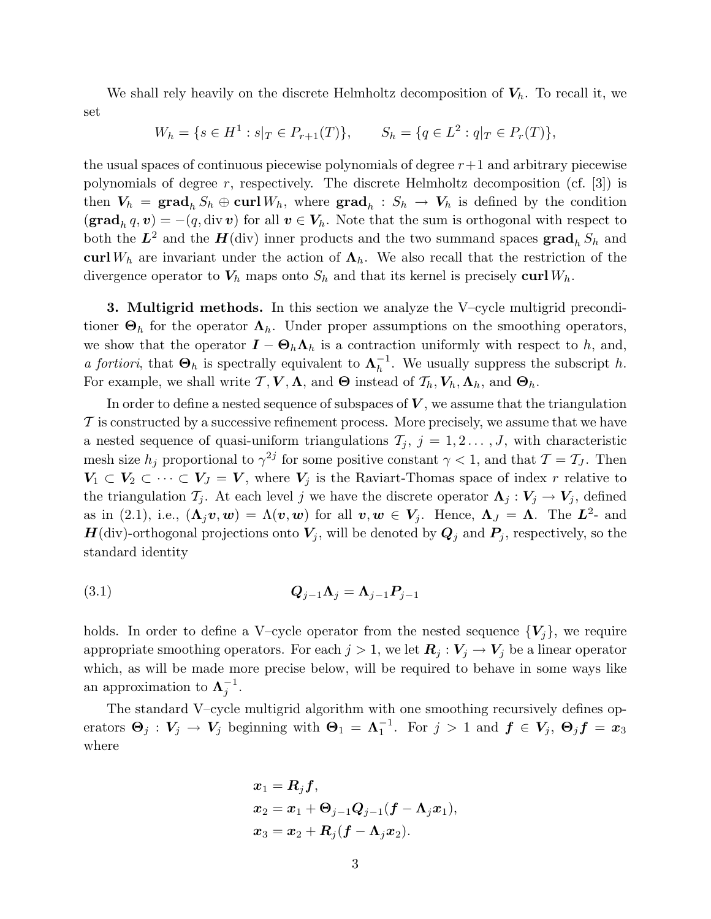We shall rely heavily on the discrete Helmholtz decomposition of $\boldsymbol{V}_h$. To recall it, we set

$$W_h = \{s \in H^1 : s|_T \in P_{r+1}(T)\}, \qquad S_h = \{q \in L^2 : q|_T \in P_r(T)\},$$

the usual spaces of continuous piecewise polynomials of degree $r+1$ and arbitrary piecewise polynomials of degree $r$, respectively. The discrete Helmholtz decomposition (cf. [3]) is then $\boldsymbol{V}_h = \mathbf{grad}_h S_h \oplus \mathbf{curl}\, W_h$, where $\mathbf{grad}_h : S_h \to \boldsymbol{V}_h$ is defined by the condition $(\mathbf{grad}_h q, \boldsymbol{v}) = -(q, \operatorname{div} \boldsymbol{v})$ for all $\boldsymbol{v} \in \boldsymbol{V}_h$. Note that the sum is orthogonal with respect to both the $\boldsymbol{L}^2$ and the $\boldsymbol{H}(\mathrm{div})$ inner products and the two summand spaces $\mathbf{grad}_h S_h$ and $\mathbf{curl}\, W_h$ are invariant under the action of $\boldsymbol{\Lambda}_h$. We also recall that the restriction of the divergence operator to $\boldsymbol{V}_h$ maps onto $S_h$ and that its kernel is precisely $\mathbf{curl}\, W_h$.

**3. Multigrid methods.** In this section we analyze the V–cycle multigrid preconditioner $\boldsymbol{\Theta}_h$ for the operator $\boldsymbol{\Lambda}_h$. Under proper assumptions on the smoothing operators, we show that the operator $\boldsymbol{I} - \boldsymbol{\Theta}_h \boldsymbol{\Lambda}_h$ is a contraction uniformly with respect to $h$, and, *a fortiori*, that $\boldsymbol{\Theta}_h$ is spectrally equivalent to $\boldsymbol{\Lambda}_h^{-1}$. We usually suppress the subscript $h$. For example, we shall write $\mathcal{T}, \boldsymbol{V}, \boldsymbol{\Lambda}$, and $\boldsymbol{\Theta}$ instead of $\mathcal{T}_h, \boldsymbol{V}_h, \boldsymbol{\Lambda}_h$, and $\boldsymbol{\Theta}_h$.

In order to define a nested sequence of subspaces of $\boldsymbol{V}$, we assume that the triangulation $\mathcal{T}$ is constructed by a successive refinement process. More precisely, we assume that we have a nested sequence of quasi-uniform triangulations $\mathcal{T}_j$, $j = 1, 2 \ldots, J$, with characteristic mesh size $h_j$ proportional to $\gamma^{2j}$ for some positive constant $\gamma < 1$, and that $\mathcal{T} = \mathcal{T}_J$. Then $\boldsymbol{V}_1 \subset \boldsymbol{V}_2 \subset \cdots \subset \boldsymbol{V}_J = \boldsymbol{V}$, where $\boldsymbol{V}_j$ is the Raviart-Thomas space of index $r$ relative to the triangulation $\mathcal{T}_j$. At each level $j$ we have the discrete operator $\boldsymbol{\Lambda}_j : \boldsymbol{V}_j \to \boldsymbol{V}_j$, defined as in (2.1), i.e., $(\boldsymbol{\Lambda}_j \boldsymbol{v}, \boldsymbol{w}) = \Lambda(\boldsymbol{v}, \boldsymbol{w})$ for all $\boldsymbol{v}, \boldsymbol{w} \in \boldsymbol{V}_j$. Hence, $\boldsymbol{\Lambda}_J = \boldsymbol{\Lambda}$. The $\boldsymbol{L}^2$- and $\boldsymbol{H}(\mathrm{div})$-orthogonal projections onto $\boldsymbol{V}_j$, will be denoted by $\boldsymbol{Q}_j$ and $\boldsymbol{P}_j$, respectively, so the standard identity

$$\boldsymbol{Q}_{j-1} \boldsymbol{\Lambda}_j = \boldsymbol{\Lambda}_{j-1} \boldsymbol{P}_{j-1} \tag{3.1}$$

holds. In order to define a V–cycle operator from the nested sequence $\{\boldsymbol{V}_j\}$, we require appropriate smoothing operators. For each $j > 1$, we let $\boldsymbol{R}_j : \boldsymbol{V}_j \to \boldsymbol{V}_j$ be a linear operator which, as will be made more precise below, will be required to behave in some ways like an approximation to $\boldsymbol{\Lambda}_j^{-1}$.

The standard V–cycle multigrid algorithm with one smoothing recursively defines operators $\boldsymbol{\Theta}_j : \boldsymbol{V}_j \to \boldsymbol{V}_j$ beginning with $\boldsymbol{\Theta}_1 = \boldsymbol{\Lambda}_1^{-1}$. For $j > 1$ and $\boldsymbol{f} \in \boldsymbol{V}_j$, $\boldsymbol{\Theta}_j \boldsymbol{f} = \boldsymbol{x}_3$ where

$$\begin{aligned}
\boldsymbol{x}_1 &= \boldsymbol{R}_j \boldsymbol{f}, \\
\boldsymbol{x}_2 &= \boldsymbol{x}_1 + \boldsymbol{\Theta}_{j-1} \boldsymbol{Q}_{j-1} (\boldsymbol{f} - \boldsymbol{\Lambda}_j \boldsymbol{x}_1), \\
\boldsymbol{x}_3 &= \boldsymbol{x}_2 + \boldsymbol{R}_j (\boldsymbol{f} - \boldsymbol{\Lambda}_j \boldsymbol{x}_2).
\end{aligned}$$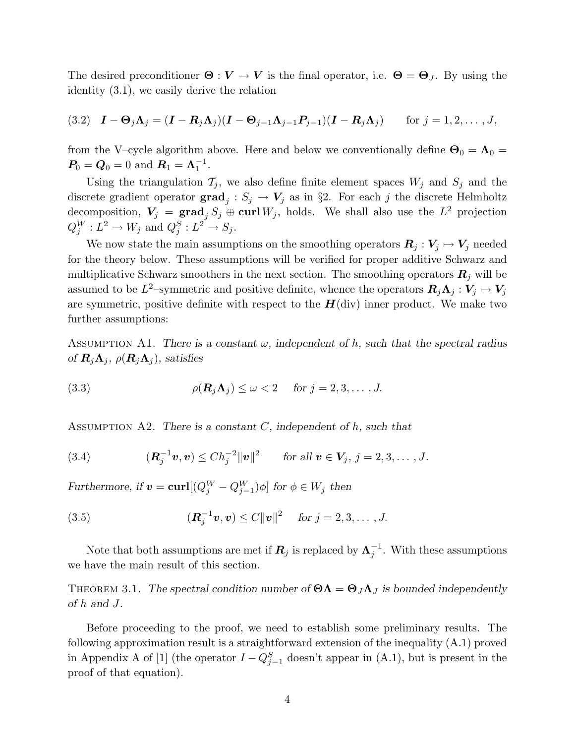The desired preconditioner $\boldsymbol{\Theta} : \boldsymbol{V} \to \boldsymbol{V}$ is the final operator, i.e. $\boldsymbol{\Theta} = \boldsymbol{\Theta}_J$. By using the identity (3.1), we easily derive the relation

$$
\text{(3.2)} \quad \boldsymbol{I} - \boldsymbol{\Theta}_j \boldsymbol{\Lambda}_j = (\boldsymbol{I} - \boldsymbol{R}_j \boldsymbol{\Lambda}_j)(\boldsymbol{I} - \boldsymbol{\Theta}_{j-1} \boldsymbol{\Lambda}_{j-1} \boldsymbol{P}_{j-1})(\boldsymbol{I} - \boldsymbol{R}_j \boldsymbol{\Lambda}_j) \qquad \text{for } j = 1, 2, \dots, J,
$$

from the V–cycle algorithm above. Here and below we conventionally define $\boldsymbol{\Theta}_0 = \boldsymbol{\Lambda}_0 = \boldsymbol{P}_0 = \boldsymbol{Q}_0 = 0$ and $\boldsymbol{R}_1 = \boldsymbol{\Lambda}_1^{-1}$.

Using the triangulation $\mathcal{T}_j$, we also define finite element spaces $W_j$ and $S_j$ and the discrete gradient operator $\mathbf{grad}_j : S_j \to \boldsymbol{V}_j$ as in §2. For each $j$ the discrete Helmholtz decomposition, $\boldsymbol{V}_j = \mathbf{grad}_j S_j \oplus \mathbf{curl}\, W_j$, holds. We shall also use the $L^2$ projection $Q_j^W : L^2 \to W_j$ and $Q_j^S : L^2 \to S_j$.

We now state the main assumptions on the smoothing operators $\boldsymbol{R}_j : \boldsymbol{V}_j \mapsto \boldsymbol{V}_j$ needed for the theory below. These assumptions will be verified for proper additive Schwarz and multiplicative Schwarz smoothers in the next section. The smoothing operators $\boldsymbol{R}_j$ will be assumed to be $L^2$–symmetric and positive definite, whence the operators $\boldsymbol{R}_j \boldsymbol{\Lambda}_j : \boldsymbol{V}_j \mapsto \boldsymbol{V}_j$ are symmetric, positive definite with respect to the $\boldsymbol{H}(\mathrm{div})$ inner product. We make two further assumptions:

Assumption A1. *There is a constant $\omega$, independent of $h$, such that the spectral radius of $\boldsymbol{R}_j \boldsymbol{\Lambda}_j$, $\rho(\boldsymbol{R}_j \boldsymbol{\Lambda}_j)$, satisfies*

$$
\text{(3.3)} \qquad \rho(\boldsymbol{R}_j \boldsymbol{\Lambda}_j) \le \omega < 2 \quad \text{for } j = 2, 3, \dots, J.
$$

Assumption A2. *There is a constant $C$, independent of $h$, such that*

$$
\text{(3.4)} \qquad (\boldsymbol{R}_j^{-1} \boldsymbol{v}, \boldsymbol{v}) \le C h_j^{-2} \|\boldsymbol{v}\|^2 \qquad \text{for all } \boldsymbol{v} \in \boldsymbol{V}_j,\ j = 2, 3, \dots, J.
$$

*Furthermore, if $\boldsymbol{v} = \mathbf{curl}[(Q_j^W - Q_{j-1}^W)\phi]$ for $\phi \in W_j$ then*

$$
\text{(3.5)} \qquad (\boldsymbol{R}_j^{-1} \boldsymbol{v}, \boldsymbol{v}) \le C \|\boldsymbol{v}\|^2 \quad \text{for } j = 2, 3, \dots, J.
$$

Note that both assumptions are met if $\boldsymbol{R}_j$ is replaced by $\boldsymbol{\Lambda}_j^{-1}$. With these assumptions we have the main result of this section.

Theorem 3.1. *The spectral condition number of $\boldsymbol{\Theta}\boldsymbol{\Lambda} = \boldsymbol{\Theta}_J \boldsymbol{\Lambda}_J$ is bounded independently of $h$ and $J$.*

Before proceeding to the proof, we need to establish some preliminary results. The following approximation result is a straightforward extension of the inequality (A.1) proved in Appendix A of [1] (the operator $I - Q_{j-1}^S$ doesn't appear in (A.1), but is present in the proof of that equation).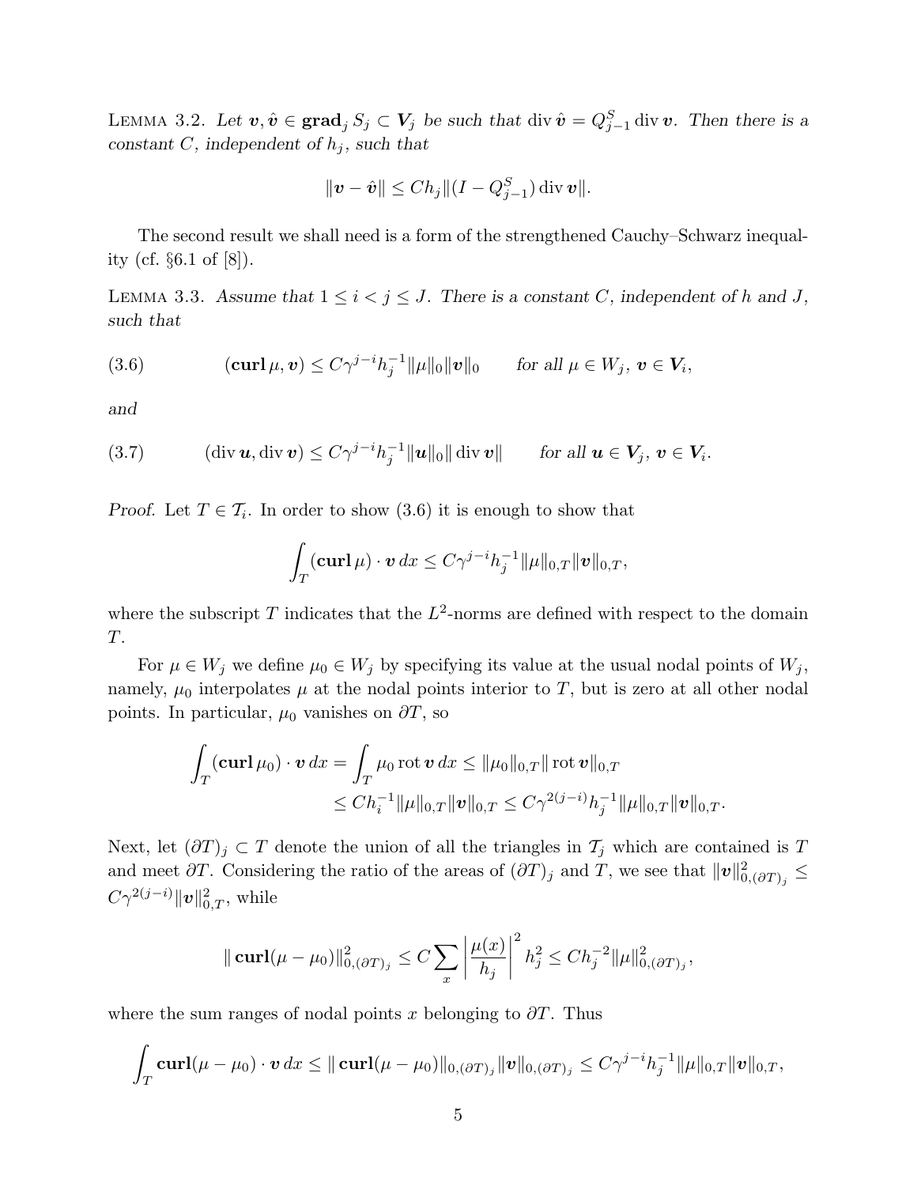LEMMA 3.2. *Let $\boldsymbol{v}, \hat{\boldsymbol{v}} \in \mathbf{grad}_j S_j \subset \boldsymbol{V}_j$ be such that $\operatorname{div} \hat{\boldsymbol{v}} = Q^S_{j-1} \operatorname{div} \boldsymbol{v}$. Then there is a constant $C$, independent of $h_j$, such that*

$$\|\boldsymbol{v} - \hat{\boldsymbol{v}}\| \leq C h_j \|(I - Q^S_{j-1}) \operatorname{div} \boldsymbol{v}\|.$$

The second result we shall need is a form of the strengthened Cauchy–Schwarz inequality (cf. §6.1 of [8]).

LEMMA 3.3. *Assume that $1 \leq i < j \leq J$. There is a constant $C$, independent of $h$ and $J$, such that*

$$(\mathbf{curl}\, \mu, \boldsymbol{v}) \leq C \gamma^{j-i} h_j^{-1} \|\mu\|_0 \|\boldsymbol{v}\|_0 \qquad \text{for all } \mu \in W_j,\ \boldsymbol{v} \in \boldsymbol{V}_i, \tag{3.6}$$

*and*

$$(\operatorname{div} \boldsymbol{u}, \operatorname{div} \boldsymbol{v}) \leq C \gamma^{j-i} h_j^{-1} \|\boldsymbol{u}\|_0 \|\operatorname{div} \boldsymbol{v}\| \qquad \text{for all } \boldsymbol{u} \in \boldsymbol{V}_j,\ \boldsymbol{v} \in \boldsymbol{V}_i. \tag{3.7}$$

*Proof.* Let $T \in \mathcal{T}_i$. In order to show (3.6) it is enough to show that

$$\int_T (\mathbf{curl}\, \mu) \cdot \boldsymbol{v}\, dx \leq C \gamma^{j-i} h_j^{-1} \|\mu\|_{0,T} \|\boldsymbol{v}\|_{0,T},$$

where the subscript $T$ indicates that the $L^2$-norms are defined with respect to the domain $T$.

For $\mu \in W_j$ we define $\mu_0 \in W_j$ by specifying its value at the usual nodal points of $W_j$, namely, $\mu_0$ interpolates $\mu$ at the nodal points interior to $T$, but is zero at all other nodal points. In particular, $\mu_0$ vanishes on $\partial T$, so

$$\begin{aligned}
\int_T (\mathbf{curl}\, \mu_0) \cdot \boldsymbol{v}\, dx &= \int_T \mu_0 \operatorname{rot} \boldsymbol{v}\, dx \leq \|\mu_0\|_{0,T} \|\operatorname{rot} \boldsymbol{v}\|_{0,T} \\
&\leq C h_i^{-1} \|\mu\|_{0,T} \|\boldsymbol{v}\|_{0,T} \leq C \gamma^{2(j-i)} h_j^{-1} \|\mu\|_{0,T} \|\boldsymbol{v}\|_{0,T}.
\end{aligned}$$

Next, let $(\partial T)_j \subset T$ denote the union of all the triangles in $\mathcal{T}_j$ which are contained is $T$ and meet $\partial T$. Considering the ratio of the areas of $(\partial T)_j$ and $T$, we see that $\|\boldsymbol{v}\|^2_{0,(\partial T)_j} \leq C \gamma^{2(j-i)} \|\boldsymbol{v}\|^2_{0,T}$, while

$$\|\mathbf{curl}(\mu - \mu_0)\|^2_{0,(\partial T)_j} \leq C \sum_x \left| \frac{\mu(x)}{h_j} \right|^2 h_j^2 \leq C h_j^{-2} \|\mu\|^2_{0,(\partial T)_j},$$

where the sum ranges of nodal points $x$ belonging to $\partial T$. Thus

$$\int_T \mathbf{curl}(\mu - \mu_0) \cdot \boldsymbol{v}\, dx \leq \|\mathbf{curl}(\mu - \mu_0)\|_{0,(\partial T)_j} \|\boldsymbol{v}\|_{0,(\partial T)_j} \leq C \gamma^{j-i} h_j^{-1} \|\mu\|_{0,T} \|\boldsymbol{v}\|_{0,T},$$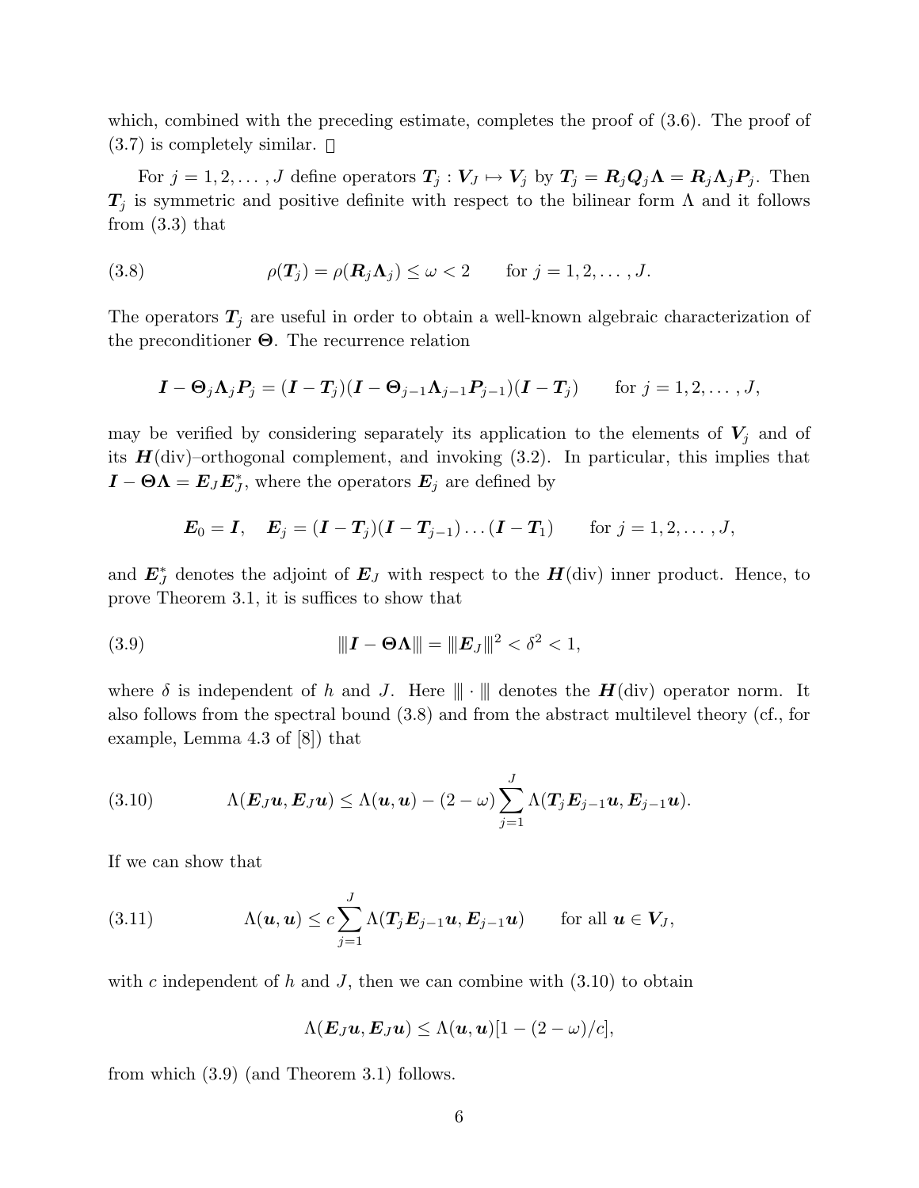which, combined with the preceding estimate, completes the proof of (3.6). The proof of (3.7) is completely similar. □

For $j = 1, 2, \ldots, J$ define operators $\boldsymbol{T}_j : \boldsymbol{V}_J \mapsto \boldsymbol{V}_j$ by $\boldsymbol{T}_j = \boldsymbol{R}_j \boldsymbol{Q}_j \boldsymbol{\Lambda} = \boldsymbol{R}_j \boldsymbol{\Lambda}_j \boldsymbol{P}_j$. Then $\boldsymbol{T}_j$ is symmetric and positive definite with respect to the bilinear form $\Lambda$ and it follows from (3.3) that

$$\rho(\boldsymbol{T}_j) = \rho(\boldsymbol{R}_j \boldsymbol{\Lambda}_j) \le \omega < 2 \qquad \text{for } j = 1, 2, \ldots, J. \tag{3.8}$$

The operators $\boldsymbol{T}_j$ are useful in order to obtain a well-known algebraic characterization of the preconditioner $\boldsymbol{\Theta}$. The recurrence relation

$$\boldsymbol{I} - \boldsymbol{\Theta}_j \boldsymbol{\Lambda}_j \boldsymbol{P}_j = (\boldsymbol{I} - \boldsymbol{T}_j)(\boldsymbol{I} - \boldsymbol{\Theta}_{j-1} \boldsymbol{\Lambda}_{j-1} \boldsymbol{P}_{j-1})(\boldsymbol{I} - \boldsymbol{T}_j) \qquad \text{for } j = 1, 2, \ldots, J,$$

may be verified by considering separately its application to the elements of $\boldsymbol{V}_j$ and of its $\boldsymbol{H}(\mathrm{div})$–orthogonal complement, and invoking (3.2). In particular, this implies that $\boldsymbol{I} - \boldsymbol{\Theta}\boldsymbol{\Lambda} = \boldsymbol{E}_J \boldsymbol{E}_J^*$, where the operators $\boldsymbol{E}_j$ are defined by

$$\boldsymbol{E}_0 = \boldsymbol{I}, \quad \boldsymbol{E}_j = (\boldsymbol{I} - \boldsymbol{T}_j)(\boldsymbol{I} - \boldsymbol{T}_{j-1}) \ldots (\boldsymbol{I} - \boldsymbol{T}_1) \qquad \text{for } j = 1, 2, \ldots, J,$$

and $\boldsymbol{E}_J^*$ denotes the adjoint of $\boldsymbol{E}_J$ with respect to the $\boldsymbol{H}(\mathrm{div})$ inner product. Hence, to prove Theorem 3.1, it is suffices to show that

$$|\!|\!| \boldsymbol{I} - \boldsymbol{\Theta}\boldsymbol{\Lambda} |\!|\!| = |\!|\!| \boldsymbol{E}_J |\!|\!|^2 < \delta^2 < 1, \tag{3.9}$$

where $\delta$ is independent of $h$ and $J$. Here $|\!|\!| \cdot |\!|\!|$ denotes the $\boldsymbol{H}(\mathrm{div})$ operator norm. It also follows from the spectral bound (3.8) and from the abstract multilevel theory (cf., for example, Lemma 4.3 of [8]) that

$$\Lambda(\boldsymbol{E}_J \boldsymbol{u}, \boldsymbol{E}_J \boldsymbol{u}) \le \Lambda(\boldsymbol{u}, \boldsymbol{u}) - (2 - \omega) \sum_{j=1}^{J} \Lambda(\boldsymbol{T}_j \boldsymbol{E}_{j-1} \boldsymbol{u}, \boldsymbol{E}_{j-1} \boldsymbol{u}). \tag{3.10}$$

If we can show that

$$\Lambda(\boldsymbol{u}, \boldsymbol{u}) \le c \sum_{j=1}^{J} \Lambda(\boldsymbol{T}_j \boldsymbol{E}_{j-1} \boldsymbol{u}, \boldsymbol{E}_{j-1} \boldsymbol{u}) \qquad \text{for all } \boldsymbol{u} \in \boldsymbol{V}_J, \tag{3.11}$$

with $c$ independent of $h$ and $J$, then we can combine with (3.10) to obtain

$$\Lambda(\boldsymbol{E}_J \boldsymbol{u}, \boldsymbol{E}_J \boldsymbol{u}) \le \Lambda(\boldsymbol{u}, \boldsymbol{u})[1 - (2 - \omega)/c],$$

from which (3.9) (and Theorem 3.1) follows.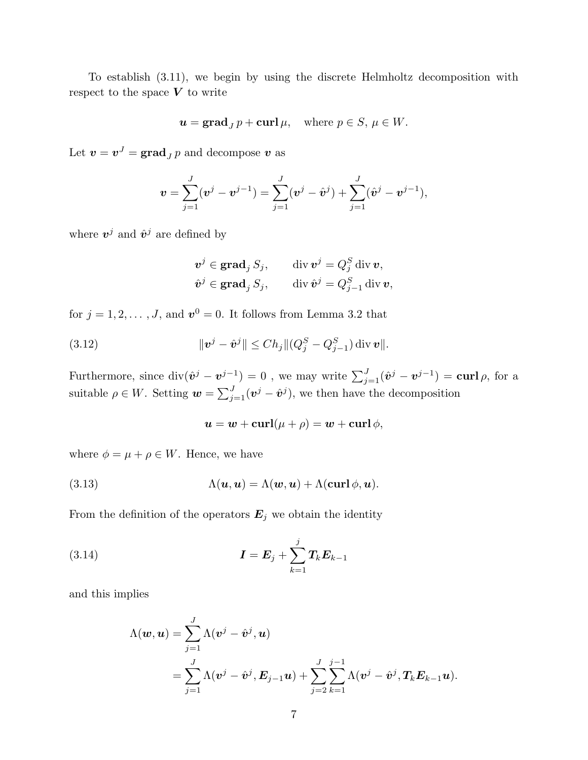To establish (3.11), we begin by using the discrete Helmholtz decomposition with respect to the space $\boldsymbol{V}$ to write

$$\boldsymbol{u} = \mathbf{grad}_J\, p + \mathbf{curl}\, \mu, \quad \text{where } p \in S,\ \mu \in W.$$

Let $\boldsymbol{v} = \boldsymbol{v}^J = \mathbf{grad}_J\, p$ and decompose $\boldsymbol{v}$ as

$$\boldsymbol{v} = \sum_{j=1}^{J} (\boldsymbol{v}^j - \boldsymbol{v}^{j-1}) = \sum_{j=1}^{J} (\boldsymbol{v}^j - \hat{\boldsymbol{v}}^j) + \sum_{j=1}^{J} (\hat{\boldsymbol{v}}^j - \boldsymbol{v}^{j-1}),$$

where $\boldsymbol{v}^j$ and $\hat{\boldsymbol{v}}^j$ are defined by

$$\begin{aligned}
\boldsymbol{v}^j &\in \mathbf{grad}_j\, S_j, \qquad \operatorname{div} \boldsymbol{v}^j = Q_j^S \operatorname{div} \boldsymbol{v}, \\
\hat{\boldsymbol{v}}^j &\in \mathbf{grad}_j\, S_j, \qquad \operatorname{div} \hat{\boldsymbol{v}}^j = Q_{j-1}^S \operatorname{div} \boldsymbol{v},
\end{aligned}$$

for $j = 1, 2, \ldots, J$, and $\boldsymbol{v}^0 = 0$. It follows from Lemma 3.2 that

$$\|\boldsymbol{v}^j - \hat{\boldsymbol{v}}^j\| \le C h_j \|(Q_j^S - Q_{j-1}^S) \operatorname{div} \boldsymbol{v}\|. \tag{3.12}$$

Furthermore, since $\operatorname{div}(\hat{\boldsymbol{v}}^j - \boldsymbol{v}^{j-1}) = 0$ , we may write $\sum_{j=1}^{J} (\hat{\boldsymbol{v}}^j - \boldsymbol{v}^{j-1}) = \mathbf{curl}\, \rho$, for a suitable $\rho \in W$. Setting $\boldsymbol{w} = \sum_{j=1}^{J} (\boldsymbol{v}^j - \hat{\boldsymbol{v}}^j)$, we then have the decomposition

$$\boldsymbol{u} = \boldsymbol{w} + \mathbf{curl}(\mu + \rho) = \boldsymbol{w} + \mathbf{curl}\, \phi,$$

where $\phi = \mu + \rho \in W$. Hence, we have

$$\Lambda(\boldsymbol{u}, \boldsymbol{u}) = \Lambda(\boldsymbol{w}, \boldsymbol{u}) + \Lambda(\mathbf{curl}\, \phi, \boldsymbol{u}). \tag{3.13}$$

From the definition of the operators $\boldsymbol{E}_j$ we obtain the identity

$$\boldsymbol{I} = \boldsymbol{E}_j + \sum_{k=1}^{j} \boldsymbol{T}_k \boldsymbol{E}_{k-1} \tag{3.14}$$

and this implies

$$\begin{aligned}
\Lambda(\boldsymbol{w}, \boldsymbol{u}) &= \sum_{j=1}^{J} \Lambda(\boldsymbol{v}^j - \hat{\boldsymbol{v}}^j, \boldsymbol{u}) \\
&= \sum_{j=1}^{J} \Lambda(\boldsymbol{v}^j - \hat{\boldsymbol{v}}^j, \boldsymbol{E}_{j-1} \boldsymbol{u}) + \sum_{j=2}^{J} \sum_{k=1}^{j-1} \Lambda(\boldsymbol{v}^j - \hat{\boldsymbol{v}}^j, \boldsymbol{T}_k \boldsymbol{E}_{k-1} \boldsymbol{u}).
\end{aligned}$$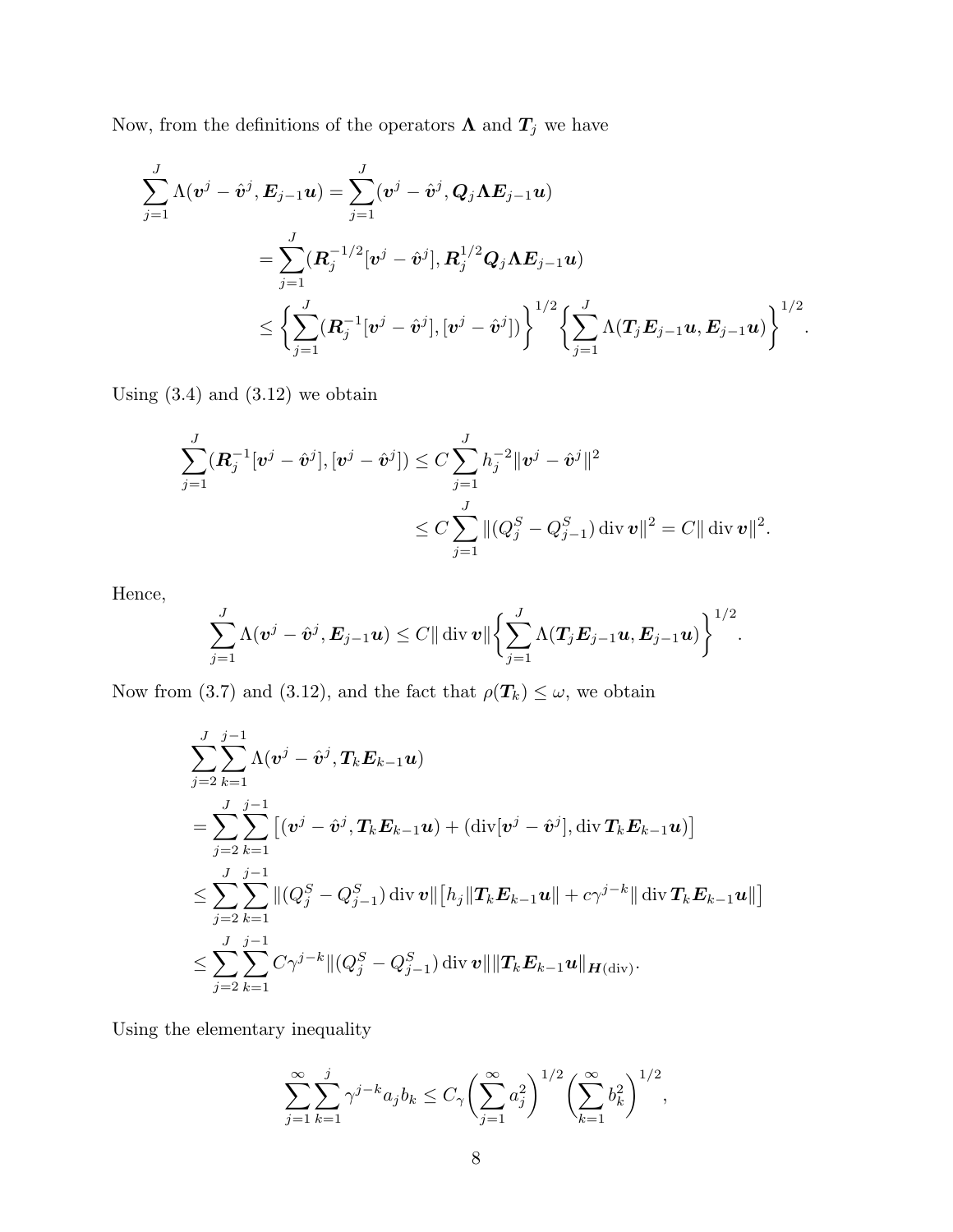Now, from the definitions of the operators $\boldsymbol{\Lambda}$ and $\boldsymbol{T}_j$ we have

$$
\begin{aligned}
\sum_{j=1}^{J} \Lambda(\boldsymbol{v}^j - \hat{\boldsymbol{v}}^j, \boldsymbol{E}_{j-1}\boldsymbol{u}) &= \sum_{j=1}^{J} (\boldsymbol{v}^j - \hat{\boldsymbol{v}}^j, \boldsymbol{Q}_j \boldsymbol{\Lambda} \boldsymbol{E}_{j-1}\boldsymbol{u}) \\
&= \sum_{j=1}^{J} (\boldsymbol{R}_j^{-1/2}[\boldsymbol{v}^j - \hat{\boldsymbol{v}}^j], \boldsymbol{R}_j^{1/2} \boldsymbol{Q}_j \boldsymbol{\Lambda} \boldsymbol{E}_{j-1}\boldsymbol{u}) \\
&\le \left\{ \sum_{j=1}^{J} (\boldsymbol{R}_j^{-1}[\boldsymbol{v}^j - \hat{\boldsymbol{v}}^j], [\boldsymbol{v}^j - \hat{\boldsymbol{v}}^j]) \right\}^{1/2} \left\{ \sum_{j=1}^{J} \Lambda(\boldsymbol{T}_j \boldsymbol{E}_{j-1}\boldsymbol{u}, \boldsymbol{E}_{j-1}\boldsymbol{u}) \right\}^{1/2}.
\end{aligned}
$$

Using (3.4) and (3.12) we obtain

$$
\begin{aligned}
\sum_{j=1}^{J} (\boldsymbol{R}_j^{-1}[\boldsymbol{v}^j - \hat{\boldsymbol{v}}^j], [\boldsymbol{v}^j - \hat{\boldsymbol{v}}^j]) &\le C \sum_{j=1}^{J} h_j^{-2} \|\boldsymbol{v}^j - \hat{\boldsymbol{v}}^j\|^2 \\
&\le C \sum_{j=1}^{J} \|(Q_j^S - Q_{j-1}^S) \operatorname{div} \boldsymbol{v}\|^2 = C \|\operatorname{div} \boldsymbol{v}\|^2.
\end{aligned}
$$

Hence,

$$
\sum_{j=1}^{J} \Lambda(\boldsymbol{v}^j - \hat{\boldsymbol{v}}^j, \boldsymbol{E}_{j-1}\boldsymbol{u}) \le C \|\operatorname{div} \boldsymbol{v}\| \left\{ \sum_{j=1}^{J} \Lambda(\boldsymbol{T}_j \boldsymbol{E}_{j-1}\boldsymbol{u}, \boldsymbol{E}_{j-1}\boldsymbol{u}) \right\}^{1/2}.
$$

Now from (3.7) and (3.12), and the fact that $\rho(\boldsymbol{T}_k) \le \omega$, we obtain

$$
\begin{aligned}
&\sum_{j=2}^{J} \sum_{k=1}^{j-1} \Lambda(\boldsymbol{v}^j - \hat{\boldsymbol{v}}^j, \boldsymbol{T}_k \boldsymbol{E}_{k-1}\boldsymbol{u}) \\
&= \sum_{j=2}^{J} \sum_{k=1}^{j-1} \left[ (\boldsymbol{v}^j - \hat{\boldsymbol{v}}^j, \boldsymbol{T}_k \boldsymbol{E}_{k-1}\boldsymbol{u}) + (\operatorname{div}[\boldsymbol{v}^j - \hat{\boldsymbol{v}}^j], \operatorname{div} \boldsymbol{T}_k \boldsymbol{E}_{k-1}\boldsymbol{u}) \right] \\
&\le \sum_{j=2}^{J} \sum_{k=1}^{j-1} \|(Q_j^S - Q_{j-1}^S) \operatorname{div} \boldsymbol{v}\| \left[ h_j \|\boldsymbol{T}_k \boldsymbol{E}_{k-1}\boldsymbol{u}\| + c\gamma^{j-k} \|\operatorname{div} \boldsymbol{T}_k \boldsymbol{E}_{k-1}\boldsymbol{u}\| \right] \\
&\le \sum_{j=2}^{J} \sum_{k=1}^{j-1} C\gamma^{j-k} \|(Q_j^S - Q_{j-1}^S) \operatorname{div} \boldsymbol{v}\| \|\boldsymbol{T}_k \boldsymbol{E}_{k-1}\boldsymbol{u}\|_{\boldsymbol{H}(\mathrm{div})}.
\end{aligned}
$$

Using the elementary inequality

$$
\sum_{j=1}^{\infty} \sum_{k=1}^{j} \gamma^{j-k} a_j b_k \le C_\gamma \left( \sum_{j=1}^{\infty} a_j^2 \right)^{1/2} \left( \sum_{k=1}^{\infty} b_k^2 \right)^{1/2},
$$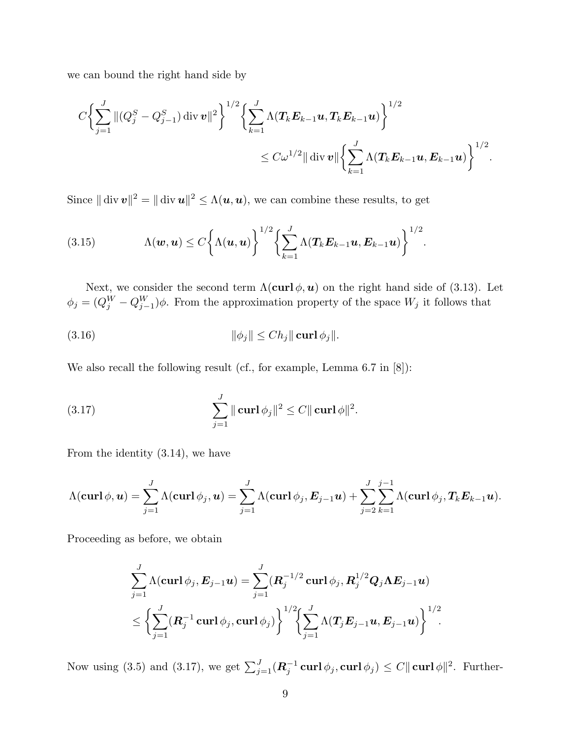we can bound the right hand side by

$$C\left\{\sum_{j=1}^{J}\|(Q_j^S - Q_{j-1}^S)\operatorname{div}\boldsymbol{v}\|^2\right\}^{1/2}\left\{\sum_{k=1}^{J}\Lambda(\boldsymbol{T}_k\boldsymbol{E}_{k-1}\boldsymbol{u}, \boldsymbol{T}_k\boldsymbol{E}_{k-1}\boldsymbol{u})\right\}^{1/2}$$
$$\leq C\omega^{1/2}\|\operatorname{div}\boldsymbol{v}\|\left\{\sum_{k=1}^{J}\Lambda(\boldsymbol{T}_k\boldsymbol{E}_{k-1}\boldsymbol{u}, \boldsymbol{E}_{k-1}\boldsymbol{u})\right\}^{1/2}.$$

Since $\|\operatorname{div}\boldsymbol{v}\|^2 = \|\operatorname{div}\boldsymbol{u}\|^2 \leq \Lambda(\boldsymbol{u},\boldsymbol{u})$, we can combine these results, to get

$$\Lambda(\boldsymbol{w},\boldsymbol{u}) \leq C\left\{\Lambda(\boldsymbol{u},\boldsymbol{u})\right\}^{1/2}\left\{\sum_{k=1}^{J}\Lambda(\boldsymbol{T}_k\boldsymbol{E}_{k-1}\boldsymbol{u}, \boldsymbol{E}_{k-1}\boldsymbol{u})\right\}^{1/2}. \tag{3.15}$$

Next, we consider the second term $\Lambda(\mathbf{curl}\,\phi,\boldsymbol{u})$ on the right hand side of (3.13). Let $\phi_j = (Q_j^W - Q_{j-1}^W)\phi$. From the approximation property of the space $W_j$ it follows that

$$\|\phi_j\| \leq Ch_j\|\mathbf{curl}\,\phi_j\|. \tag{3.16}$$

We also recall the following result (cf., for example, Lemma 6.7 in [8]):

$$\sum_{j=1}^{J}\|\mathbf{curl}\,\phi_j\|^2 \leq C\|\mathbf{curl}\,\phi\|^2. \tag{3.17}$$

From the identity (3.14), we have

$$\Lambda(\mathbf{curl}\,\phi,\boldsymbol{u}) = \sum_{j=1}^{J}\Lambda(\mathbf{curl}\,\phi_j,\boldsymbol{u}) = \sum_{j=1}^{J}\Lambda(\mathbf{curl}\,\phi_j,\boldsymbol{E}_{j-1}\boldsymbol{u}) + \sum_{j=2}^{J}\sum_{k=1}^{j-1}\Lambda(\mathbf{curl}\,\phi_j,\boldsymbol{T}_k\boldsymbol{E}_{k-1}\boldsymbol{u}).$$

Proceeding as before, we obtain

$$\sum_{j=1}^{J}\Lambda(\mathbf{curl}\,\phi_j,\boldsymbol{E}_{j-1}\boldsymbol{u}) = \sum_{j=1}^{J}(\boldsymbol{R}_j^{-1/2}\,\mathbf{curl}\,\phi_j, \boldsymbol{R}_j^{1/2}\boldsymbol{Q}_j\boldsymbol{\Lambda}\boldsymbol{E}_{j-1}\boldsymbol{u})$$
$$\leq \left\{\sum_{j=1}^{J}(\boldsymbol{R}_j^{-1}\,\mathbf{curl}\,\phi_j,\mathbf{curl}\,\phi_j)\right\}^{1/2}\left\{\sum_{j=1}^{J}\Lambda(\boldsymbol{T}_j\boldsymbol{E}_{j-1}\boldsymbol{u},\boldsymbol{E}_{j-1}\boldsymbol{u})\right\}^{1/2}.$$

Now using (3.5) and (3.17), we get $\sum_{j=1}^{J}(\boldsymbol{R}_j^{-1}\,\mathbf{curl}\,\phi_j,\mathbf{curl}\,\phi_j) \leq C\|\mathbf{curl}\,\phi\|^2$. Further-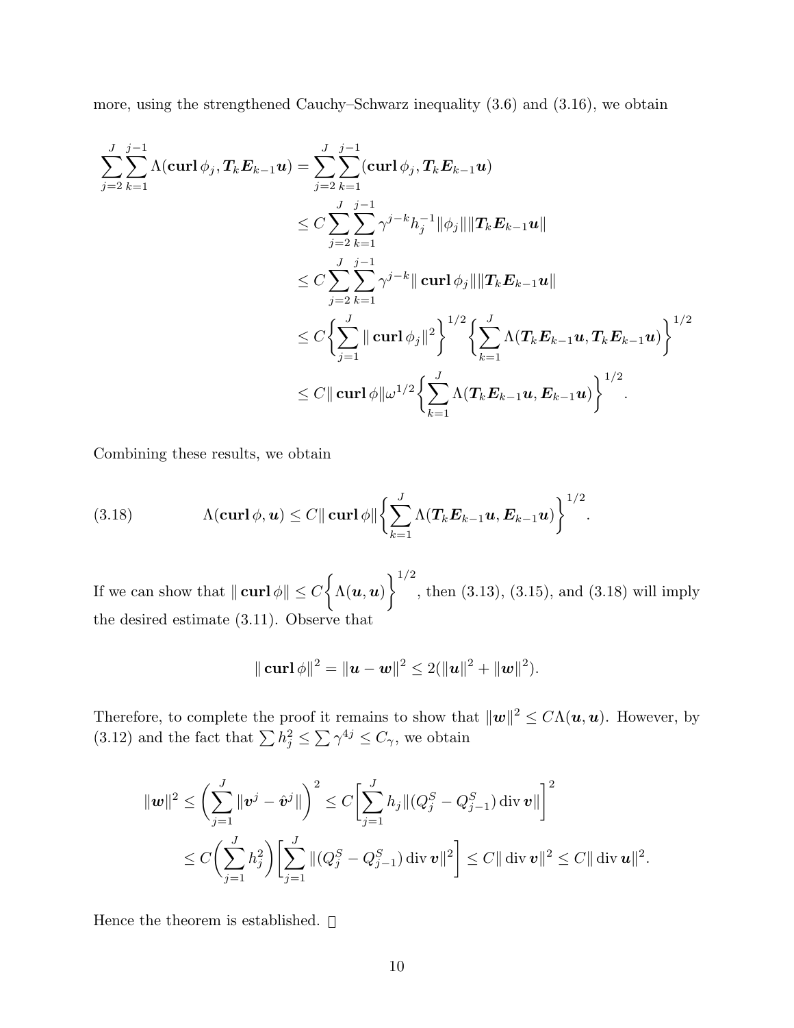more, using the strengthened Cauchy–Schwarz inequality (3.6) and (3.16), we obtain

$$
\begin{aligned}
\sum_{j=2}^{J}\sum_{k=1}^{j-1}\Lambda(\mathbf{curl}\,\phi_j, \boldsymbol{T}_k\boldsymbol{E}_{k-1}\boldsymbol{u}) &= \sum_{j=2}^{J}\sum_{k=1}^{j-1}(\mathbf{curl}\,\phi_j, \boldsymbol{T}_k\boldsymbol{E}_{k-1}\boldsymbol{u}) \\
&\leq C\sum_{j=2}^{J}\sum_{k=1}^{j-1}\gamma^{j-k}h_j^{-1}\|\phi_j\|\|\boldsymbol{T}_k\boldsymbol{E}_{k-1}\boldsymbol{u}\| \\
&\leq C\sum_{j=2}^{J}\sum_{k=1}^{j-1}\gamma^{j-k}\|\,\mathbf{curl}\,\phi_j\|\|\boldsymbol{T}_k\boldsymbol{E}_{k-1}\boldsymbol{u}\| \\
&\leq C\left\{\sum_{j=1}^{J}\|\,\mathbf{curl}\,\phi_j\|^2\right\}^{1/2}\left\{\sum_{k=1}^{J}\Lambda(\boldsymbol{T}_k\boldsymbol{E}_{k-1}\boldsymbol{u}, \boldsymbol{T}_k\boldsymbol{E}_{k-1}\boldsymbol{u})\right\}^{1/2} \\
&\leq C\|\,\mathbf{curl}\,\phi\|\omega^{1/2}\left\{\sum_{k=1}^{J}\Lambda(\boldsymbol{T}_k\boldsymbol{E}_{k-1}\boldsymbol{u}, \boldsymbol{E}_{k-1}\boldsymbol{u})\right\}^{1/2}.
\end{aligned}
$$

Combining these results, we obtain

$$
\Lambda(\mathbf{curl}\,\phi, \boldsymbol{u}) \leq C\|\,\mathbf{curl}\,\phi\|\left\{\sum_{k=1}^{J}\Lambda(\boldsymbol{T}_k\boldsymbol{E}_{k-1}\boldsymbol{u}, \boldsymbol{E}_{k-1}\boldsymbol{u})\right\}^{1/2}. \tag{3.18}
$$

If we can show that $\|\,\mathbf{curl}\,\phi\| \leq C\left\{\Lambda(\boldsymbol{u}, \boldsymbol{u})\right\}^{1/2}$, then (3.13), (3.15), and (3.18) will imply the desired estimate (3.11). Observe that

$$
\|\,\mathbf{curl}\,\phi\|^2 = \|\boldsymbol{u} - \boldsymbol{w}\|^2 \leq 2(\|\boldsymbol{u}\|^2 + \|\boldsymbol{w}\|^2).
$$

Therefore, to complete the proof it remains to show that $\|\boldsymbol{w}\|^2 \leq C\Lambda(\boldsymbol{u}, \boldsymbol{u})$. However, by (3.12) and the fact that $\sum h_j^2 \leq \sum \gamma^{4j} \leq C_\gamma$, we obtain

$$
\begin{aligned}
\|\boldsymbol{w}\|^2 &\leq \left(\sum_{j=1}^{J}\|\boldsymbol{v}^j - \hat{\boldsymbol{v}}^j\|\right)^2 \leq C\left[\sum_{j=1}^{J}h_j\|(Q_j^S - Q_{j-1}^S)\operatorname{div}\boldsymbol{v}\|\right]^2 \\
&\leq C\left(\sum_{j=1}^{J}h_j^2\right)\left[\sum_{j=1}^{J}\|(Q_j^S - Q_{j-1}^S)\operatorname{div}\boldsymbol{v}\|^2\right] \leq C\|\operatorname{div}\boldsymbol{v}\|^2 \leq C\|\operatorname{div}\boldsymbol{u}\|^2.
\end{aligned}
$$

Hence the theorem is established. $\square$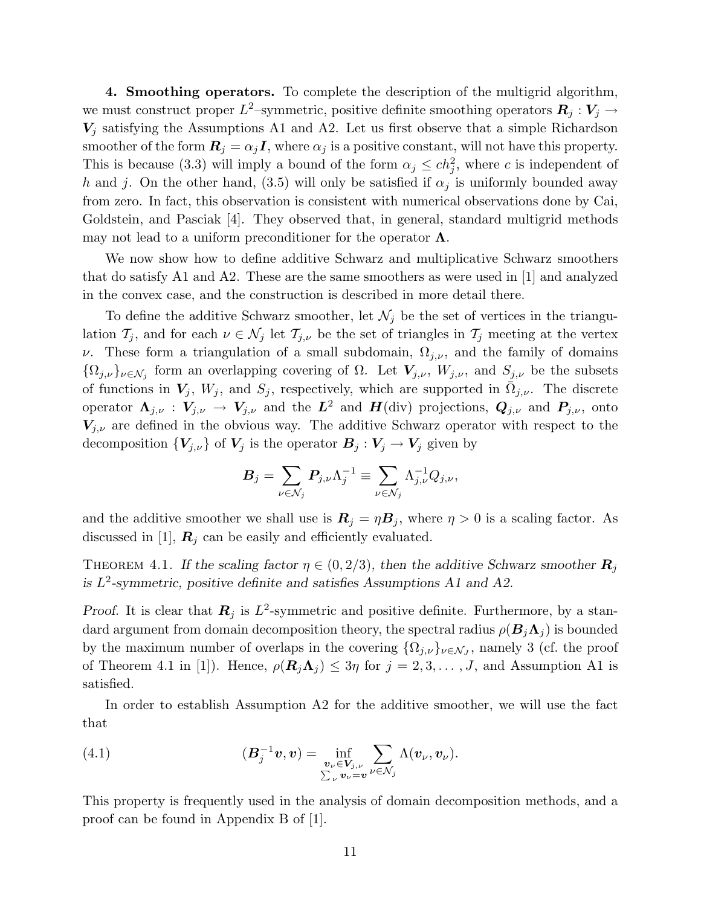**4. Smoothing operators.** To complete the description of the multigrid algorithm, we must construct proper $L^2$–symmetric, positive definite smoothing operators $\boldsymbol{R}_j : \boldsymbol{V}_j \to \boldsymbol{V}_j$ satisfying the Assumptions A1 and A2. Let us first observe that a simple Richardson smoother of the form $\boldsymbol{R}_j = \alpha_j \boldsymbol{I}$, where $\alpha_j$ is a positive constant, will not have this property. This is because (3.3) will imply a bound of the form $\alpha_j \le c h_j^2$, where $c$ is independent of $h$ and $j$. On the other hand, (3.5) will only be satisfied if $\alpha_j$ is uniformly bounded away from zero. In fact, this observation is consistent with numerical observations done by Cai, Goldstein, and Pasciak [4]. They observed that, in general, standard multigrid methods may not lead to a uniform preconditioner for the operator $\boldsymbol{\Lambda}$.

We now show how to define additive Schwarz and multiplicative Schwarz smoothers that do satisfy A1 and A2. These are the same smoothers as were used in [1] and analyzed in the convex case, and the construction is described in more detail there.

To define the additive Schwarz smoother, let $\mathcal{N}_j$ be the set of vertices in the triangulation $\mathcal{T}_j$, and for each $\nu \in \mathcal{N}_j$ let $\mathcal{T}_{j,\nu}$ be the set of triangles in $\mathcal{T}_j$ meeting at the vertex $\nu$. These form a triangulation of a small subdomain, $\Omega_{j,\nu}$, and the family of domains $\{\Omega_{j,\nu}\}_{\nu \in \mathcal{N}_j}$ form an overlapping covering of $\Omega$. Let $\boldsymbol{V}_{j,\nu}$, $W_{j,\nu}$, and $S_{j,\nu}$ be the subsets of functions in $\boldsymbol{V}_j$, $W_j$, and $S_j$, respectively, which are supported in $\bar{\Omega}_{j,\nu}$. The discrete operator $\boldsymbol{\Lambda}_{j,\nu} : \boldsymbol{V}_{j,\nu} \to \boldsymbol{V}_{j,\nu}$ and the $\boldsymbol{L}^2$ and $\boldsymbol{H}(\mathrm{div})$ projections, $\boldsymbol{Q}_{j,\nu}$ and $\boldsymbol{P}_{j,\nu}$, onto $\boldsymbol{V}_{j,\nu}$ are defined in the obvious way. The additive Schwarz operator with respect to the decomposition $\{\boldsymbol{V}_{j,\nu}\}$ of $\boldsymbol{V}_j$ is the operator $\boldsymbol{B}_j : \boldsymbol{V}_j \to \boldsymbol{V}_j$ given by

$$\boldsymbol{B}_j = \sum_{\nu \in \mathcal{N}_j} \boldsymbol{P}_{j,\nu} \Lambda_j^{-1} \equiv \sum_{\nu \in \mathcal{N}_j} \Lambda_{j,\nu}^{-1} Q_{j,\nu},$$

and the additive smoother we shall use is $\boldsymbol{R}_j = \eta \boldsymbol{B}_j$, where $\eta > 0$ is a scaling factor. As discussed in [1], $\boldsymbol{R}_j$ can be easily and efficiently evaluated.

Theorem 4.1. *If the scaling factor $\eta \in (0, 2/3)$, then the additive Schwarz smoother $\boldsymbol{R}_j$ is $L^2$-symmetric, positive definite and satisfies Assumptions A1 and A2.*

*Proof.* It is clear that $\boldsymbol{R}_j$ is $L^2$-symmetric and positive definite. Furthermore, by a standard argument from domain decomposition theory, the spectral radius $\rho(\boldsymbol{B}_j \boldsymbol{\Lambda}_j)$ is bounded by the maximum number of overlaps in the covering $\{\Omega_{j,\nu}\}_{\nu \in \mathcal{N}_J}$, namely 3 (cf. the proof of Theorem 4.1 in [1]). Hence, $\rho(\boldsymbol{R}_j \boldsymbol{\Lambda}_j) \le 3\eta$ for $j = 2, 3, \ldots, J$, and Assumption A1 is satisfied.

In order to establish Assumption A2 for the additive smoother, we will use the fact that

$$(\boldsymbol{B}_j^{-1} \boldsymbol{v}, \boldsymbol{v}) = \inf_{\substack{\boldsymbol{v}_\nu \in \boldsymbol{V}_{j,\nu} \\ \sum_\nu \boldsymbol{v}_\nu = \boldsymbol{v}}} \sum_{\nu \in \mathcal{N}_j} \Lambda(\boldsymbol{v}_\nu, \boldsymbol{v}_\nu). \tag{4.1}$$

This property is frequently used in the analysis of domain decomposition methods, and a proof can be found in Appendix B of [1].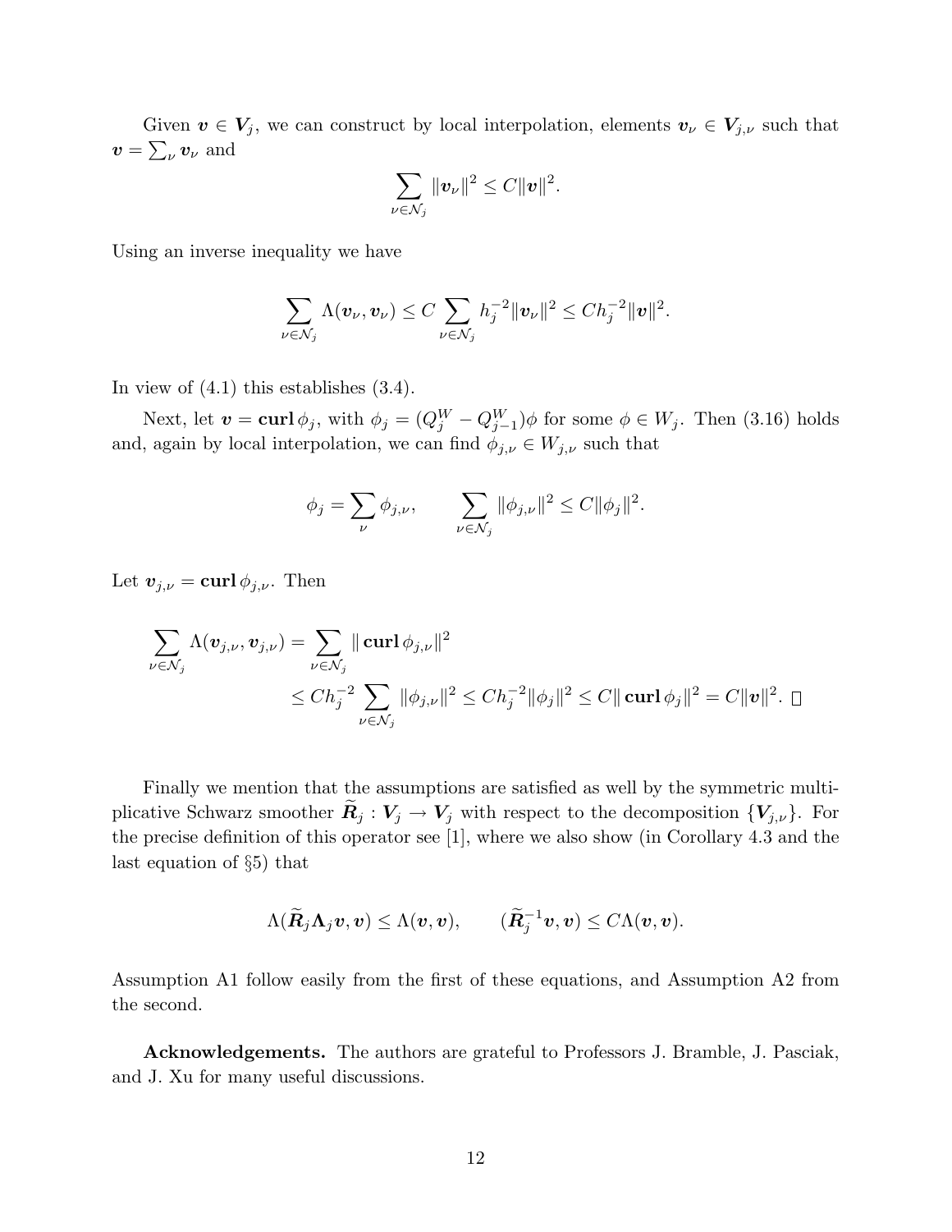Given $\boldsymbol{v} \in \boldsymbol{V}_j$, we can construct by local interpolation, elements $\boldsymbol{v}_\nu \in \boldsymbol{V}_{j,\nu}$ such that $\boldsymbol{v} = \sum_\nu \boldsymbol{v}_\nu$ and

$$\sum_{\nu \in \mathcal{N}_j} \|\boldsymbol{v}_\nu\|^2 \le C\|\boldsymbol{v}\|^2.$$

Using an inverse inequality we have

$$\sum_{\nu \in \mathcal{N}_j} \Lambda(\boldsymbol{v}_\nu, \boldsymbol{v}_\nu) \le C \sum_{\nu \in \mathcal{N}_j} h_j^{-2} \|\boldsymbol{v}_\nu\|^2 \le C h_j^{-2} \|\boldsymbol{v}\|^2.$$

In view of (4.1) this establishes (3.4).

Next, let $\boldsymbol{v} = \mathbf{curl}\, \phi_j$, with $\phi_j = (Q_j^W - Q_{j-1}^W)\phi$ for some $\phi \in W_j$. Then (3.16) holds and, again by local interpolation, we can find $\phi_{j,\nu} \in W_{j,\nu}$ such that

$$\phi_j = \sum_\nu \phi_{j,\nu}, \qquad \sum_{\nu \in \mathcal{N}_j} \|\phi_{j,\nu}\|^2 \le C\|\phi_j\|^2.$$

Let $\boldsymbol{v}_{j,\nu} = \mathbf{curl}\, \phi_{j,\nu}$. Then

$$\begin{aligned}
\sum_{\nu \in \mathcal{N}_j} \Lambda(\boldsymbol{v}_{j,\nu}, \boldsymbol{v}_{j,\nu}) &= \sum_{\nu \in \mathcal{N}_j} \|\,\mathbf{curl}\, \phi_{j,\nu}\|^2 \\
&\le C h_j^{-2} \sum_{\nu \in \mathcal{N}_j} \|\phi_{j,\nu}\|^2 \le C h_j^{-2} \|\phi_j\|^2 \le C \|\,\mathbf{curl}\, \phi_j\|^2 = C\|\boldsymbol{v}\|^2. \quad \square
\end{aligned}$$

Finally we mention that the assumptions are satisfied as well by the symmetric multiplicative Schwarz smoother $\widetilde{\boldsymbol{R}}_j : \boldsymbol{V}_j \to \boldsymbol{V}_j$ with respect to the decomposition $\{\boldsymbol{V}_{j,\nu}\}$. For the precise definition of this operator see [1], where we also show (in Corollary 4.3 and the last equation of §5) that

$$\Lambda(\widetilde{\boldsymbol{R}}_j \boldsymbol{\Lambda}_j \boldsymbol{v}, \boldsymbol{v}) \le \Lambda(\boldsymbol{v}, \boldsymbol{v}), \qquad (\widetilde{\boldsymbol{R}}_j^{-1} \boldsymbol{v}, \boldsymbol{v}) \le C\Lambda(\boldsymbol{v}, \boldsymbol{v}).$$

Assumption A1 follow easily from the first of these equations, and Assumption A2 from the second.

**Acknowledgements.** The authors are grateful to Professors J. Bramble, J. Pasciak, and J. Xu for many useful discussions.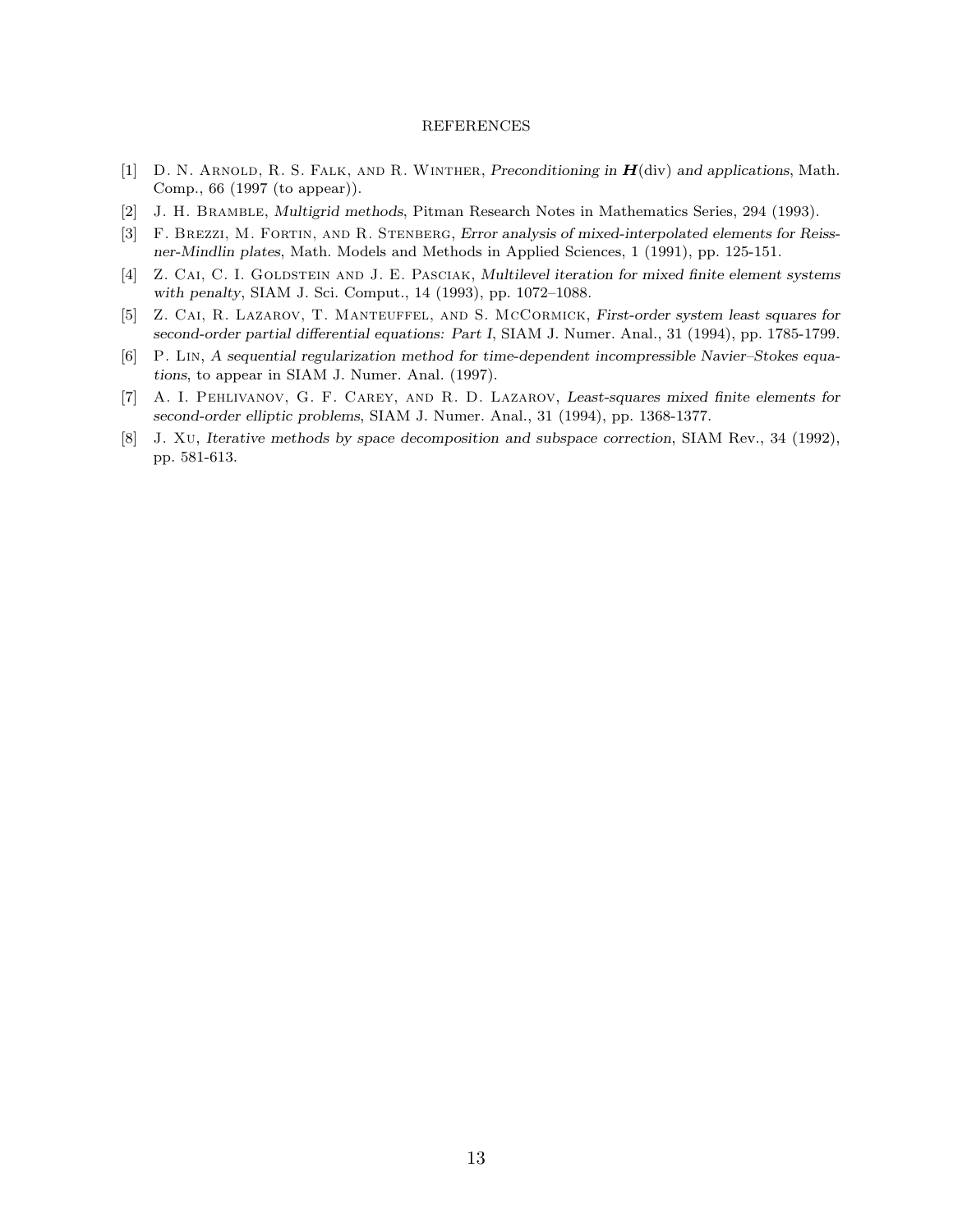## REFERENCES

[1] D. N. Arnold, R. S. Falk, and R. Winther, *Preconditioning in $\boldsymbol{H}(\mathrm{div})$ and applications*, Math. Comp., 66 (1997 (to appear)).

[2] J. H. Bramble, *Multigrid methods*, Pitman Research Notes in Mathematics Series, 294 (1993).

[3] F. Brezzi, M. Fortin, and R. Stenberg, *Error analysis of mixed-interpolated elements for Reissner-Mindlin plates*, Math. Models and Methods in Applied Sciences, 1 (1991), pp. 125-151.

[4] Z. Cai, C. I. Goldstein and J. E. Pasciak, *Multilevel iteration for mixed finite element systems with penalty*, SIAM J. Sci. Comput., 14 (1993), pp. 1072–1088.

[5] Z. Cai, R. Lazarov, T. Manteuffel, and S. McCormick, *First-order system least squares for second-order partial differential equations: Part I*, SIAM J. Numer. Anal., 31 (1994), pp. 1785-1799.

[6] P. Lin, *A sequential regularization method for time-dependent incompressible Navier–Stokes equations*, to appear in SIAM J. Numer. Anal. (1997).

[7] A. I. Pehlivanov, G. F. Carey, and R. D. Lazarov, *Least-squares mixed finite elements for second-order elliptic problems*, SIAM J. Numer. Anal., 31 (1994), pp. 1368-1377.

[8] J. Xu, *Iterative methods by space decomposition and subspace correction*, SIAM Rev., 34 (1992), pp. 581-613.